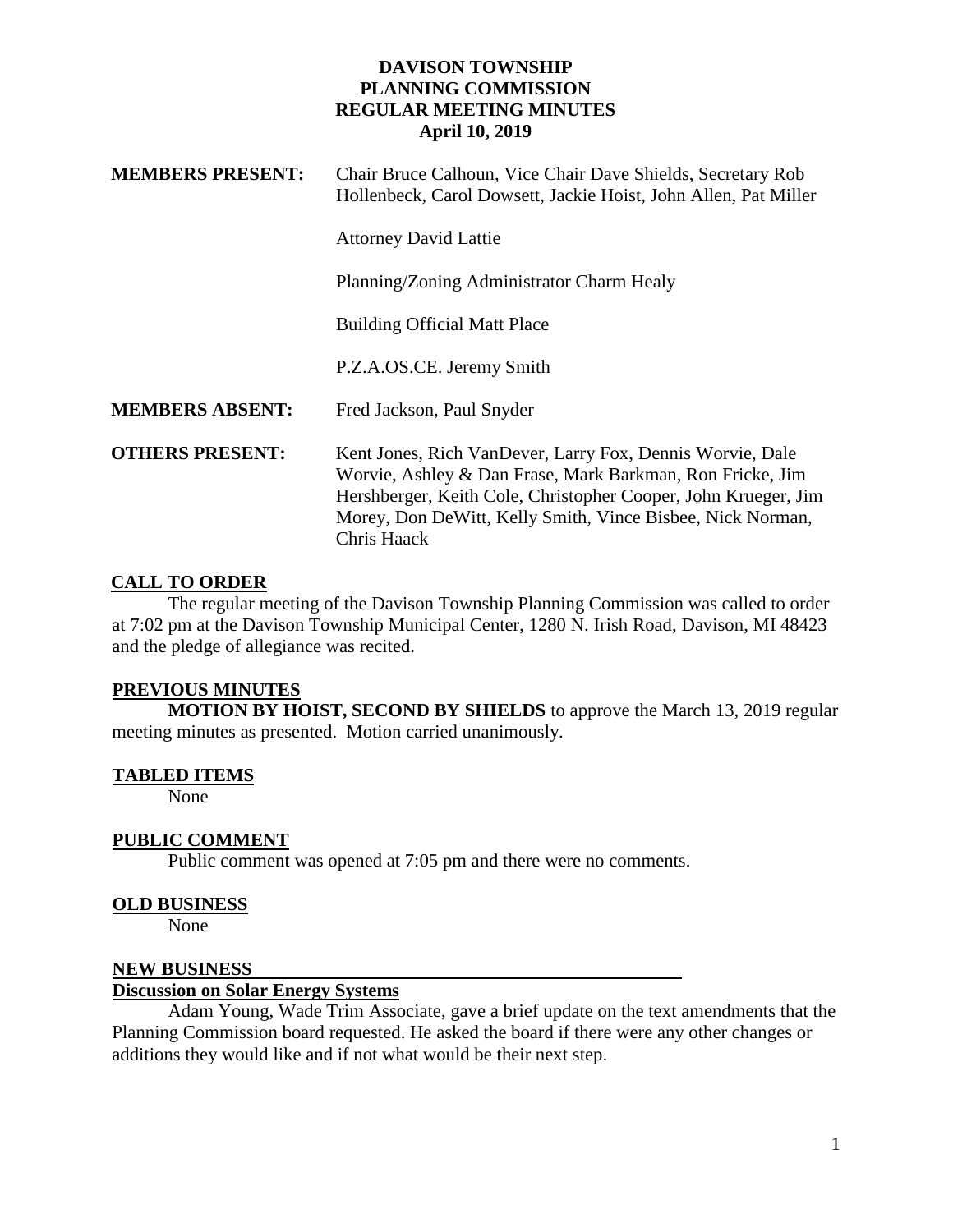# DAVISON TOWNSHIP PLANNING COMMISSION REGULAR MEETING MINUTES

**April 10, 2019**

| | |
|---|---|
| **MEMBERS PRESENT:** | Chair Bruce Calhoun, Vice Chair Dave Shields, Secretary Rob Hollenbeck, Carol Dowsett, Jackie Hoist, John Allen, Pat Miller |
| | Attorney David Lattie |
| | Planning/Zoning Administrator Charm Healy |
| | Building Official Matt Place |
| | P.Z.A.OS.CE. Jeremy Smith |
| **MEMBERS ABSENT:** | Fred Jackson, Paul Snyder |
| **OTHERS PRESENT:** | Kent Jones, Rich VanDever, Larry Fox, Dennis Worvie, Dale Worvie, Ashley & Dan Frase, Mark Barkman, Ron Fricke, Jim Hershberger, Keith Cole, Christopher Cooper, John Krueger, Jim Morey, Don DeWitt, Kelly Smith, Vince Bisbee, Nick Norman, Chris Haack |

## CALL TO ORDER

The regular meeting of the Davison Township Planning Commission was called to order at 7:02 pm at the Davison Township Municipal Center, 1280 N. Irish Road, Davison, MI 48423 and the pledge of allegiance was recited.

## PREVIOUS MINUTES

**MOTION BY HOIST, SECOND BY SHIELDS** to approve the March 13, 2019 regular meeting minutes as presented. Motion carried unanimously.

## TABLED ITEMS

None

## PUBLIC COMMENT

Public comment was opened at 7:05 pm and there were no comments.

## OLD BUSINESS

None

## NEW BUSINESS

### Discussion on Solar Energy Systems

Adam Young, Wade Trim Associate, gave a brief update on the text amendments that the Planning Commission board requested. He asked the board if there were any other changes or additions they would like and if not what would be their next step.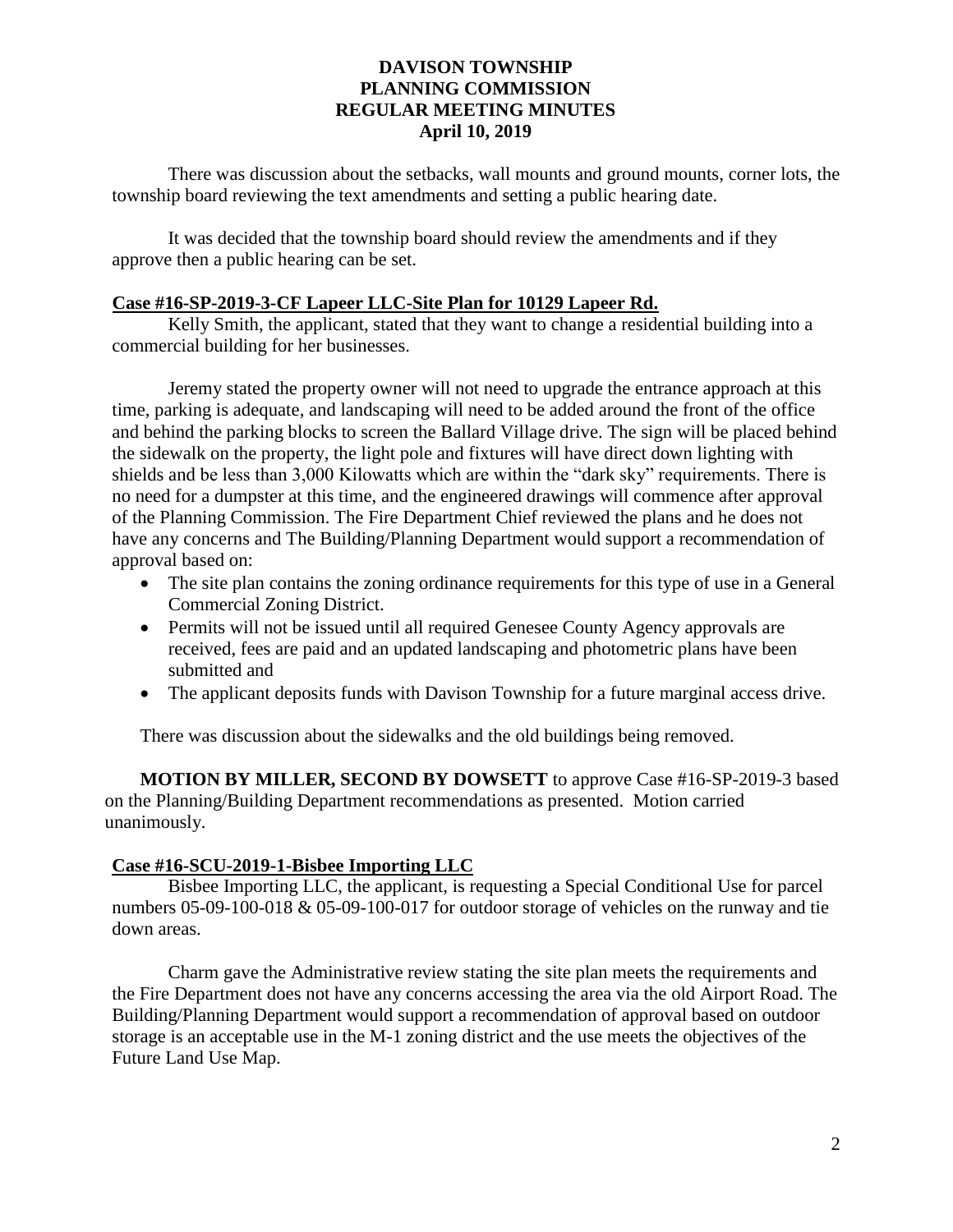# DAVISON TOWNSHIP
# PLANNING COMMISSION
# REGULAR MEETING MINUTES
# April 10, 2019

There was discussion about the setbacks, wall mounts and ground mounts, corner lots, the township board reviewing the text amendments and setting a public hearing date.

It was decided that the township board should review the amendments and if they approve then a public hearing can be set.

**Case #16-SP-2019-3-CF Lapeer LLC-Site Plan for 10129 Lapeer Rd.**

Kelly Smith, the applicant, stated that they want to change a residential building into a commercial building for her businesses.

Jeremy stated the property owner will not need to upgrade the entrance approach at this time, parking is adequate, and landscaping will need to be added around the front of the office and behind the parking blocks to screen the Ballard Village drive. The sign will be placed behind the sidewalk on the property, the light pole and fixtures will have direct down lighting with shields and be less than 3,000 Kilowatts which are within the "dark sky" requirements. There is no need for a dumpster at this time, and the engineered drawings will commence after approval of the Planning Commission. The Fire Department Chief reviewed the plans and he does not have any concerns and The Building/Planning Department would support a recommendation of approval based on:

- The site plan contains the zoning ordinance requirements for this type of use in a General Commercial Zoning District.
- Permits will not be issued until all required Genesee County Agency approvals are received, fees are paid and an updated landscaping and photometric plans have been submitted and
- The applicant deposits funds with Davison Township for a future marginal access drive.

There was discussion about the sidewalks and the old buildings being removed.

**MOTION BY MILLER, SECOND BY DOWSETT** to approve Case #16-SP-2019-3 based on the Planning/Building Department recommendations as presented. Motion carried unanimously.

**Case #16-SCU-2019-1-Bisbee Importing LLC**

Bisbee Importing LLC, the applicant, is requesting a Special Conditional Use for parcel numbers 05-09-100-018 & 05-09-100-017 for outdoor storage of vehicles on the runway and tie down areas.

Charm gave the Administrative review stating the site plan meets the requirements and the Fire Department does not have any concerns accessing the area via the old Airport Road. The Building/Planning Department would support a recommendation of approval based on outdoor storage is an acceptable use in the M-1 zoning district and the use meets the objectives of the Future Land Use Map.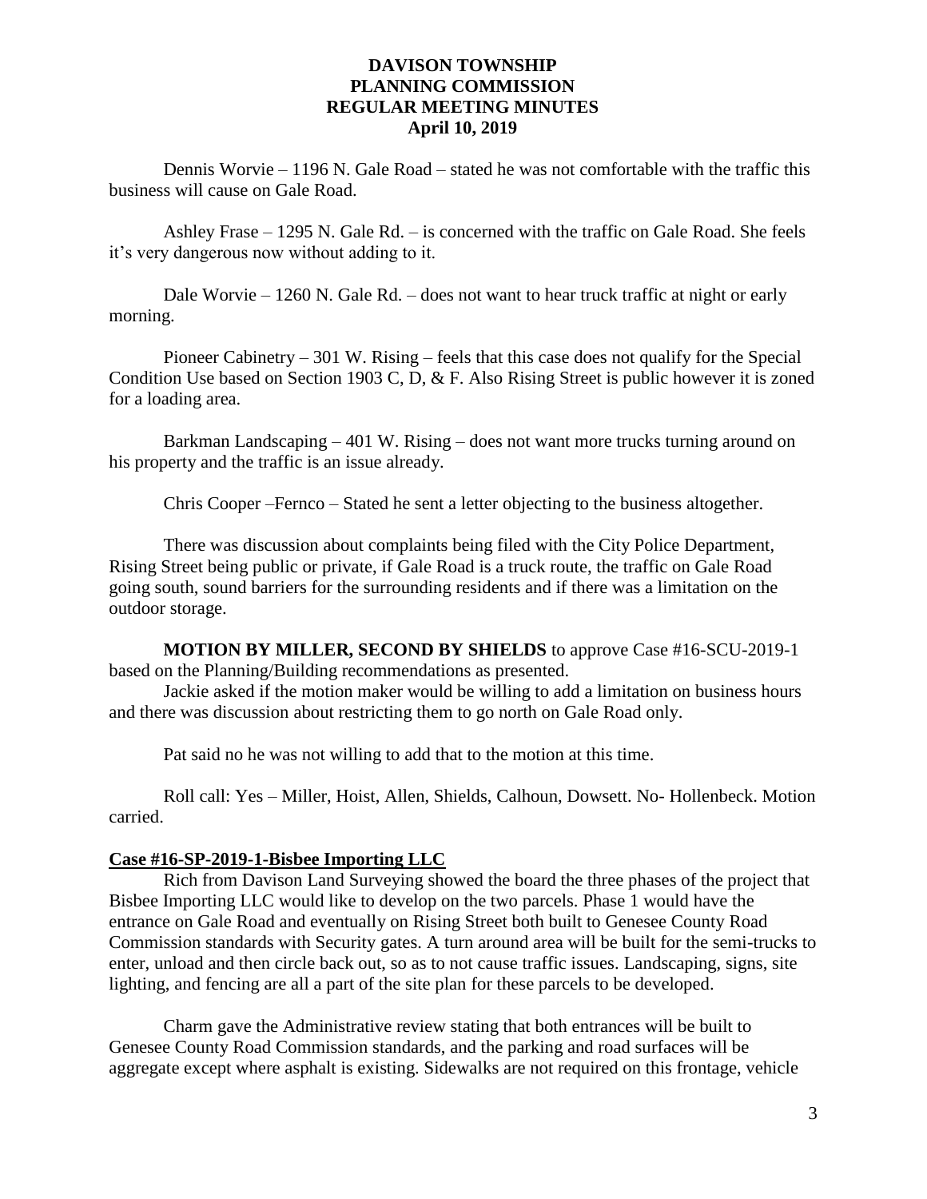**DAVISON TOWNSHIP**
**PLANNING COMMISSION**
**REGULAR MEETING MINUTES**
**April 10, 2019**

Dennis Worvie – 1196 N. Gale Road – stated he was not comfortable with the traffic this business will cause on Gale Road.

Ashley Frase – 1295 N. Gale Rd. – is concerned with the traffic on Gale Road. She feels it's very dangerous now without adding to it.

Dale Worvie – 1260 N. Gale Rd. – does not want to hear truck traffic at night or early morning.

Pioneer Cabinetry – 301 W. Rising – feels that this case does not qualify for the Special Condition Use based on Section 1903 C, D, & F. Also Rising Street is public however it is zoned for a loading area.

Barkman Landscaping – 401 W. Rising – does not want more trucks turning around on his property and the traffic is an issue already.

Chris Cooper –Fernco – Stated he sent a letter objecting to the business altogether.

There was discussion about complaints being filed with the City Police Department, Rising Street being public or private, if Gale Road is a truck route, the traffic on Gale Road going south, sound barriers for the surrounding residents and if there was a limitation on the outdoor storage.

**MOTION BY MILLER, SECOND BY SHIELDS** to approve Case #16-SCU-2019-1 based on the Planning/Building recommendations as presented.

Jackie asked if the motion maker would be willing to add a limitation on business hours and there was discussion about restricting them to go north on Gale Road only.

Pat said no he was not willing to add that to the motion at this time.

Roll call: Yes – Miller, Hoist, Allen, Shields, Calhoun, Dowsett. No- Hollenbeck. Motion carried.

**Case #16-SP-2019-1-Bisbee Importing LLC**

Rich from Davison Land Surveying showed the board the three phases of the project that Bisbee Importing LLC would like to develop on the two parcels. Phase 1 would have the entrance on Gale Road and eventually on Rising Street both built to Genesee County Road Commission standards with Security gates. A turn around area will be built for the semi-trucks to enter, unload and then circle back out, so as to not cause traffic issues. Landscaping, signs, site lighting, and fencing are all a part of the site plan for these parcels to be developed.

Charm gave the Administrative review stating that both entrances will be built to Genesee County Road Commission standards, and the parking and road surfaces will be aggregate except where asphalt is existing. Sidewalks are not required on this frontage, vehicle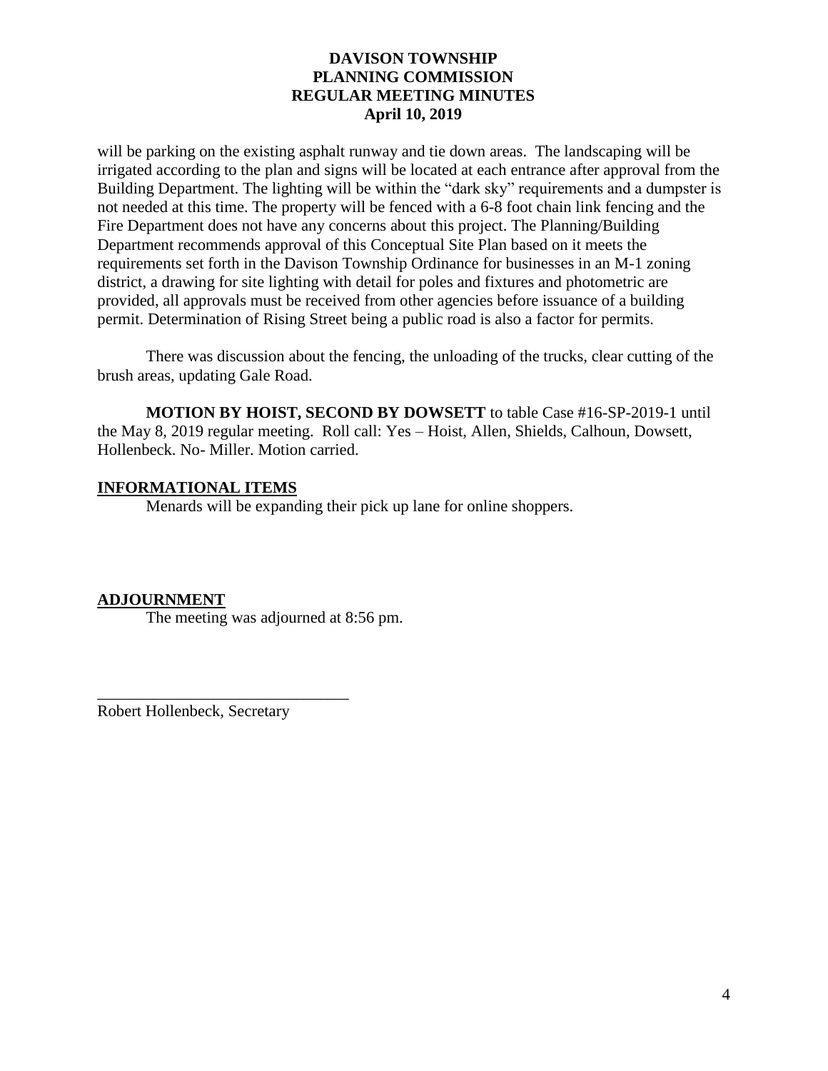will be parking on the existing asphalt runway and tie down areas. The landscaping will be irrigated according to the plan and signs will be located at each entrance after approval from the Building Department. The lighting will be within the "dark sky" requirements and a dumpster is not needed at this time. The property will be fenced with a 6-8 foot chain link fencing and the Fire Department does not have any concerns about this project. The Planning/Building Department recommends approval of this Conceptual Site Plan based on it meets the requirements set forth in the Davison Township Ordinance for businesses in an M-1 zoning district, a drawing for site lighting with detail for poles and fixtures and photometric are provided, all approvals must be received from other agencies before issuance of a building permit. Determination of Rising Street being a public road is also a factor for permits.

There was discussion about the fencing, the unloading of the trucks, clear cutting of the brush areas, updating Gale Road.

**MOTION BY HOIST, SECOND BY DOWSETT** to table Case #16-SP-2019-1 until the May 8, 2019 regular meeting. Roll call: Yes – Hoist, Allen, Shields, Calhoun, Dowsett, Hollenbeck. No- Miller. Motion carried.

## INFORMATIONAL ITEMS

Menards will be expanding their pick up lane for online shoppers.

## ADJOURNMENT

The meeting was adjourned at 8:56 pm.

_______________________________

Robert Hollenbeck, Secretary